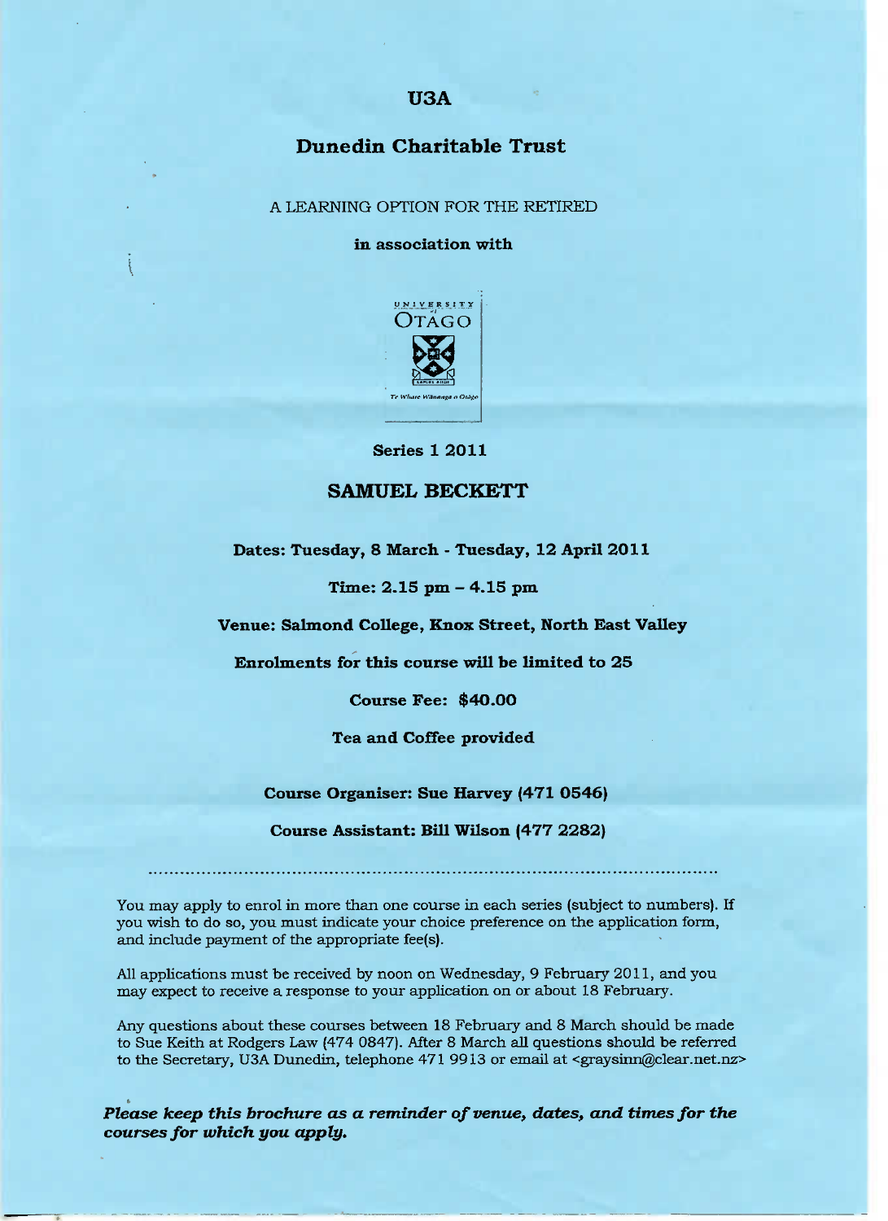# U3A

## Dunedin Charitable Trust

A LEARNING OPTION FOR THE RETIRED

**in association with**

UNIVERSITY of OTAGO

Te Whare Wānanga o Otāgo

**Series 1 2011**

## SAMUEL BECKETT

**Dates: Tuesday, 8 March - Tuesday, 12 April 2011**

**Time: 2.15 pm – 4.15 pm**

**Venue: Salmond College, Knox Street, North East Valley**

**Enrolments for this course will be limited to 25**

**Course Fee: $40.00**

**Tea and Coffee provided**

**Course Organiser: Sue Harvey (471 0546)**

**Course Assistant: Bill Wilson (477 2282)**

---

You may apply to enrol in more than one course in each series (subject to numbers). If you wish to do so, you must indicate your choice preference on the application form, and include payment of the appropriate fee(s).

All applications must be received by noon on Wednesday, 9 February 2011, and you may expect to receive a response to your application on or about 18 February.

Any questions about these courses between 18 February and 8 March should be made to Sue Keith at Rodgers Law (474 0847). After 8 March all questions should be referred to the Secretary, U3A Dunedin, telephone 471 9913 or email at <graysinn@clear.net.nz>

***Please keep this brochure as a reminder of venue, dates, and times for the courses for which you apply.***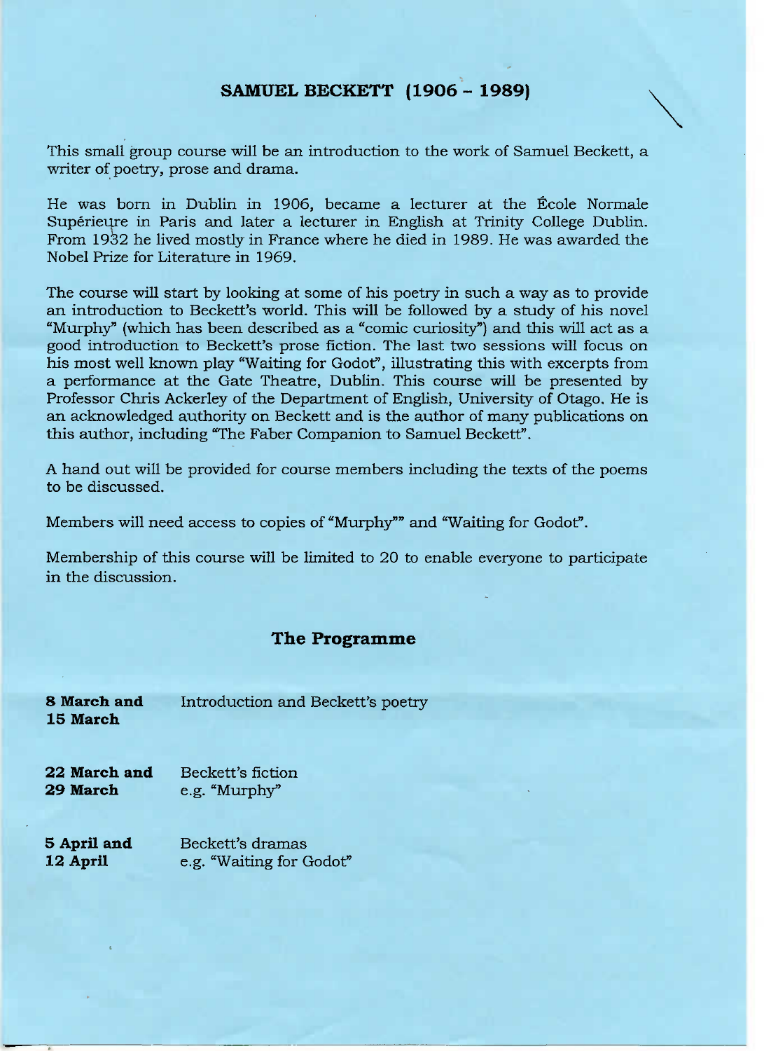## SAMUEL BECKETT (1906 – 1989)

This small group course will be an introduction to the work of Samuel Beckett, a writer of poetry, prose and drama.

He was born in Dublin in 1906, became a lecturer at the École Normale Supérieure in Paris and later a lecturer in English at Trinity College Dublin. From 1932 he lived mostly in France where he died in 1989. He was awarded the Nobel Prize for Literature in 1969.

The course will start by looking at some of his poetry in such a way as to provide an introduction to Beckett's world. This will be followed by a study of his novel "Murphy" (which has been described as a "comic curiosity") and this will act as a good introduction to Beckett's prose fiction. The last two sessions will focus on his most well known play "Waiting for Godot", illustrating this with excerpts from a performance at the Gate Theatre, Dublin. This course will be presented by Professor Chris Ackerley of the Department of English, University of Otago. He is an acknowledged authority on Beckett and is the author of many publications on this author, including "The Faber Companion to Samuel Beckett".

A hand out will be provided for course members including the texts of the poems to be discussed.

Members will need access to copies of "Murphy"" and "Waiting for Godot".

Membership of this course will be limited to 20 to enable everyone to participate in the discussion.

### The Programme

| | |
|---|---|
| **8 March and 15 March** | Introduction and Beckett's poetry |
| **22 March and 29 March** | Beckett's fiction e.g. "Murphy" |
| **5 April and 12 April** | Beckett's dramas e.g. "Waiting for Godot" |